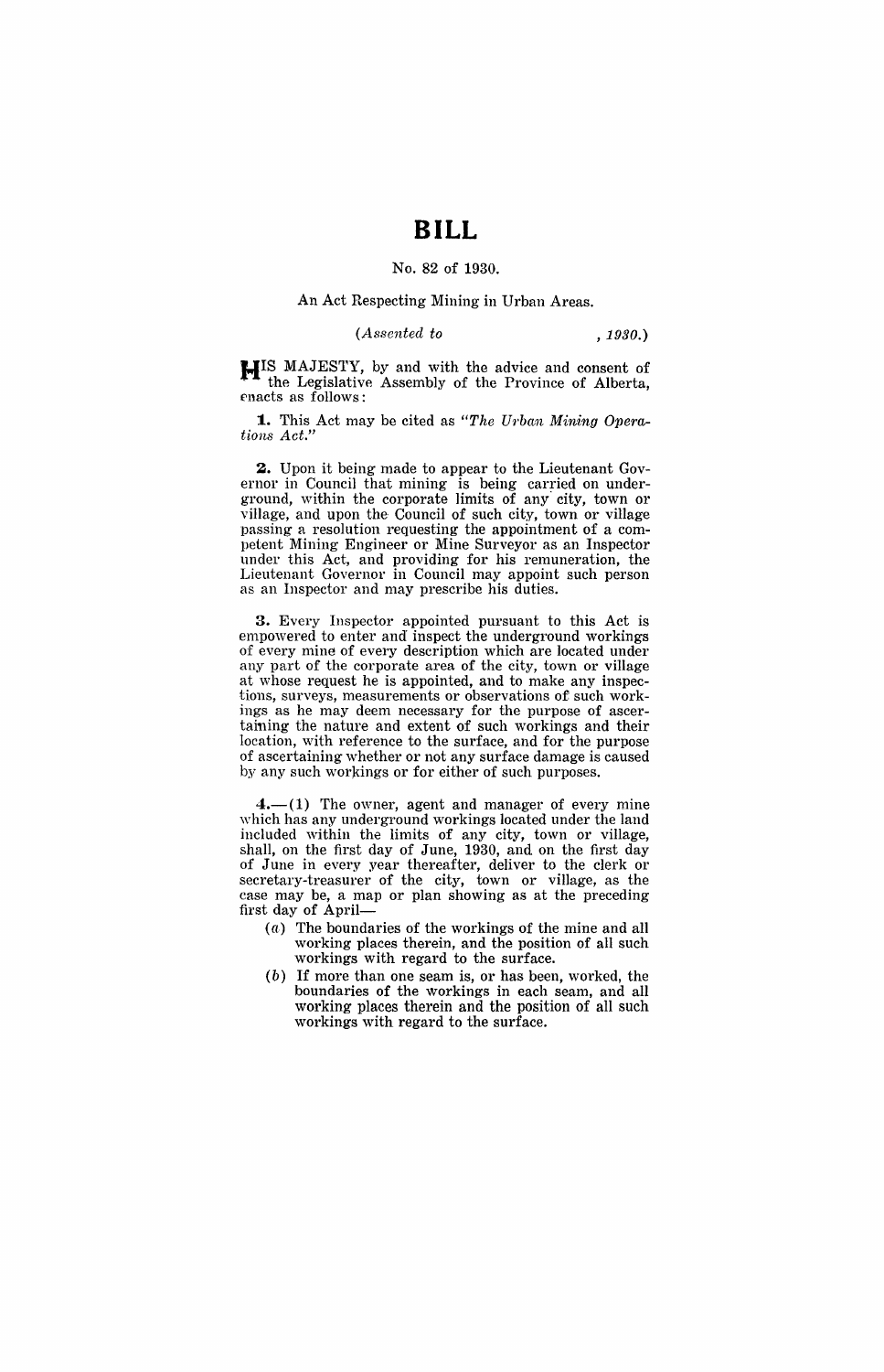# BILL

No. 82 of 1930.

An Act Respecting Mining in Urban Areas.

*(Assented to , 1930.)*

HIS MAJESTY, by and with the advice and consent of the Legislative Assembly of the Province of Alberta, enacts as follows:

**1.** This Act may be cited as *"The Urban Mining Operations Act."*

**2.** Upon it being made to appear to the Lieutenant Governor in Council that mining is being carried on underground, within the corporate limits of any city, town or village, and upon the Council of such city, town or village passing a resolution requesting the appointment of a competent Mining Engineer or Mine Surveyor as an Inspector under this Act, and providing for his remuneration, the Lieutenant Governor in Council may appoint such person as an Inspector and may prescribe his duties.

**3.** Every Inspector appointed pursuant to this Act is empowered to enter and inspect the underground workings of every mine of every description which are located under any part of the corporate area of the city, town or village at whose request he is appointed, and to make any inspections, surveys, measurements or observations of such workings as he may deem necessary for the purpose of ascertaining the nature and extent of such workings and their location, with reference to the surface, and for the purpose of ascertaining whether or not any surface damage is caused by any such workings or for either of such purposes.

**4.**—(1) The owner, agent and manager of every mine which has any underground workings located under the land included within the limits of any city, town or village, shall, on the first day of June, 1930, and on the first day of June in every year thereafter, deliver to the clerk or secretary-treasurer of the city, town or village, as the case may be, a map or plan showing as at the preceding first day of April—

(*a*) The boundaries of the workings of the mine and all working places therein, and the position of all such workings with regard to the surface.

(*b*) If more than one seam is, or has been, worked, the boundaries of the workings in each seam, and all working places therein and the position of all such workings with regard to the surface.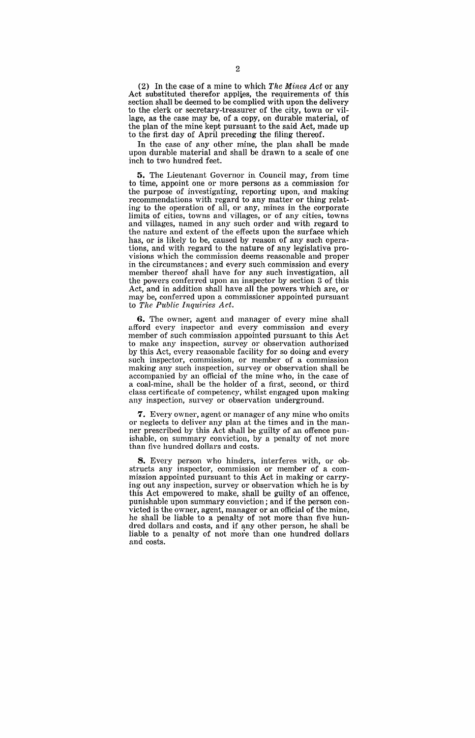(2) In the case of a mine to which *The Mines Act* or any Act substituted therefor applies, the requirements of this section shall be deemed to be complied with upon the delivery to the clerk or secretary-treasurer of the city, town or village, as the case may be, of a copy, on durable material, of the plan of the mine kept pursuant to the said Act, made up to the first day of April preceding the filing thereof.

In the case of any other mine, the plan shall be made upon durable material and shall be drawn to a scale of one inch to two hundred feet.

**5.** The Lieutenant Governor in Council may, from time to time, appoint one or more persons as a commission for the purpose of investigating, reporting upon, and making recommendations with regard to any matter or thing relating to the operation of all, or any, mines in the corporate limits of cities, towns and villages, or of any cities, towns and villages, named in any such order and with regard to the nature and extent of the effects upon the surface which has, or is likely to be, caused by reason of any such operations, and with regard to the nature of any legislative provisions which the commission deems reasonable and proper in the circumstances; and every such commission and every member thereof shall have for any such investigation, all the powers conferred upon an inspector by section 3 of this Act, and in addition shall have all the powers which are, or may be, conferred upon a commissioner appointed pursuant to *The Public Inquiries Act*.

**6.** The owner, agent and manager of every mine shall afford every inspector and every commission and every member of such commission appointed pursuant to this Act to make any inspection, survey or observation authorized by this Act, every reasonable facility for so doing and every such inspector, commission, or member of a commission making any such inspection, survey or observation shall be accompanied by an official of the mine who, in the case of a coal-mine, shall be the holder of a first, second, or third class certificate of competency, whilst engaged upon making any inspection, survey or observation underground.

**7.** Every owner, agent or manager of any mine who omits or neglects to deliver any plan at the times and in the manner prescribed by this Act shall be guilty of an offence punishable, on summary conviction, by a penalty of not more than five hundred dollars and costs.

**8.** Every person who hinders, interferes with, or obstructs any inspector, commission or member of a commission appointed pursuant to this Act in making or carrying out any inspection, survey or observation which he is by this Act empowered to make, shall be guilty of an offence, punishable upon summary conviction; and if the person convicted is the owner, agent, manager or an official of the mine, he shall be liable to a penalty of not more than five hundred dollars and costs, and if any other person, he shall be liable to a penalty of not more than one hundred dollars and costs.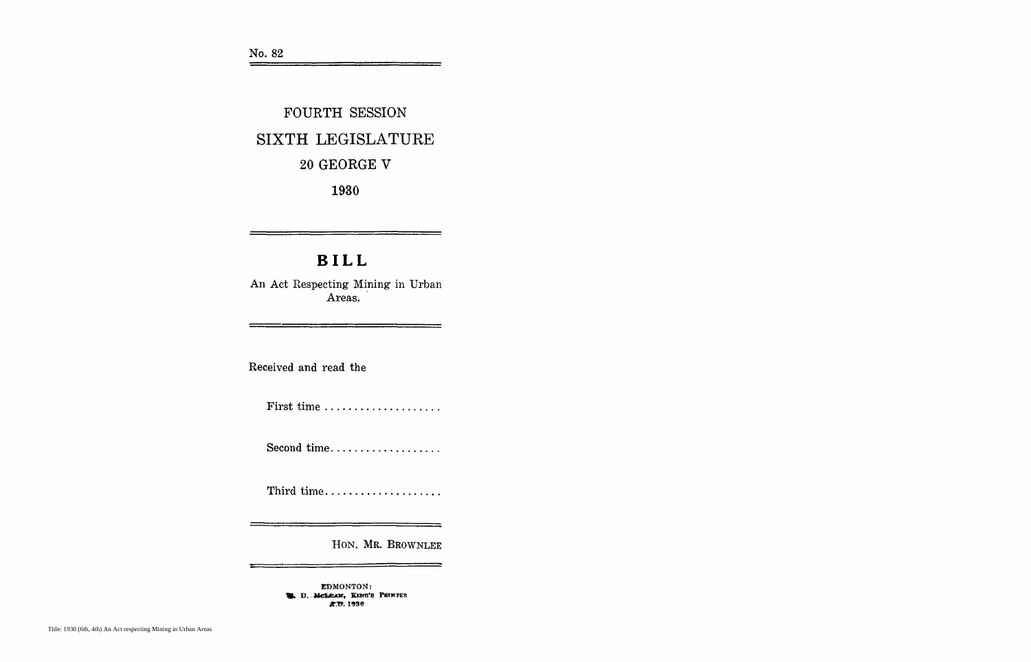No. 82

# FOURTH SESSION

# SIXTH LEGISLATURE

## 20 GEORGE V

## 1930

# BILL

An Act Respecting Mining in Urban Areas.

Received and read the

First time ....................

Second time..................

Third time....................

HON. MR. BROWNLEE

EDMONTON:
W. D. McLEAN, KING'S PRINTER
A.D. 1930

Title: 1930 (6th, 4th) An Act respecting Mining in Urban Areas